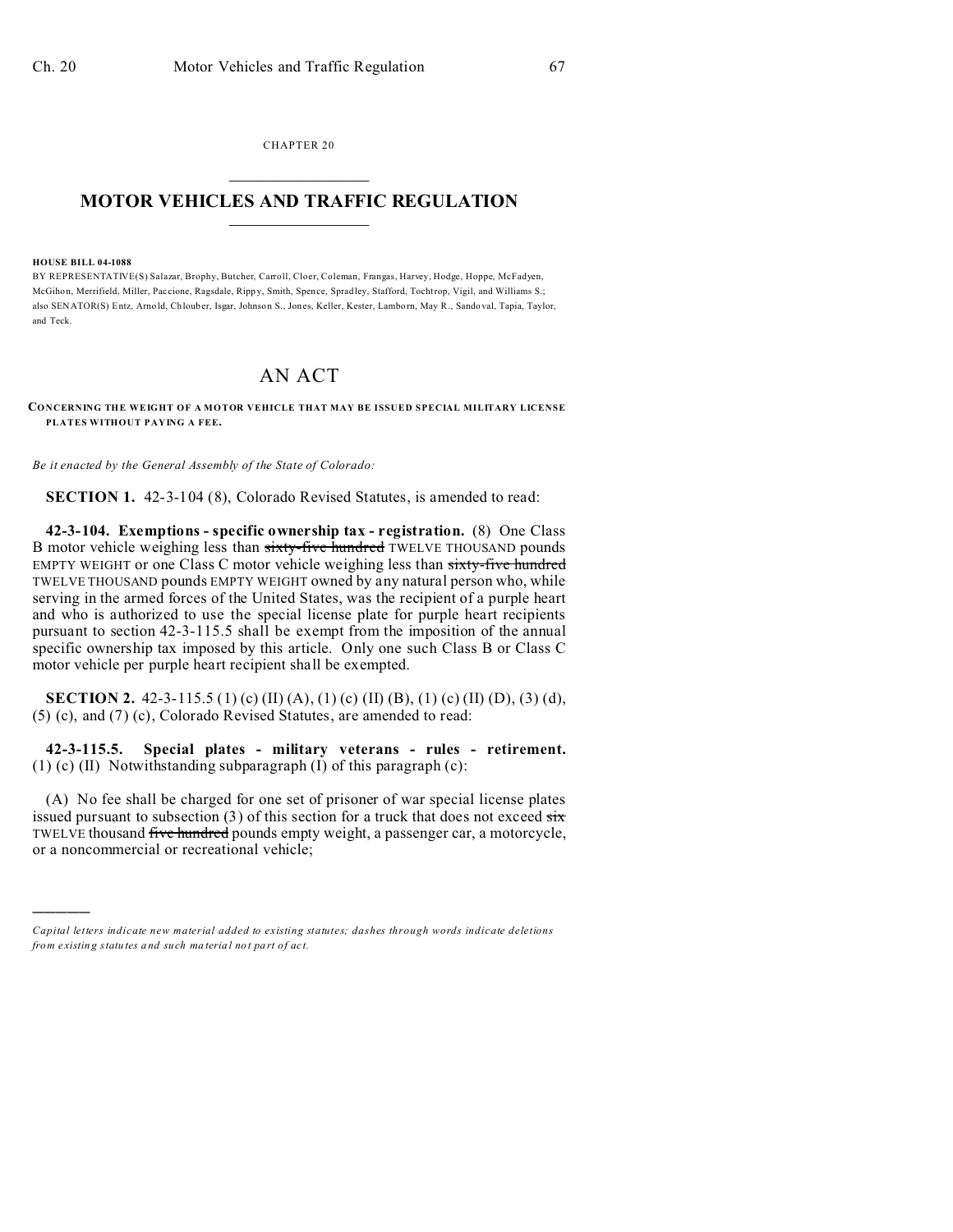CHAPTER 20

# MOTOR VEHICLES AND TRAFFIC REGULATION

**HOUSE BILL 04-1088**

BY REPRESENTATIVE(S) Salazar, Brophy, Butcher, Carroll, Cloer, Coleman, Frangas, Harvey, Hodge, Hoppe, McFadyen, McGihon, Merrifield, Miller, Paccione, Ragsdale, Rippy, Smith, Spence, Spradley, Stafford, Tochtrop, Vigil, and Williams S.; also SENATOR(S) Entz, Arnold, Chlouber, Isgar, Johnson S., Jones, Keller, Kester, Lamborn, May R., Sandoval, Tapia, Taylor, and Teck.

## AN ACT

**CONCERNING THE WEIGHT OF A MOTOR VEHICLE THAT MAY BE ISSUED SPECIAL MILITARY LICENSE PLATES WITHOUT PAYING A FEE.**

*Be it enacted by the General Assembly of the State of Colorado:*

**SECTION 1.** 42-3-104 (8), Colorado Revised Statutes, is amended to read:

**42-3-104. Exemptions - specific ownership tax - registration.** (8) One Class B motor vehicle weighing less than ~~sixty-five hundred~~ TWELVE THOUSAND pounds EMPTY WEIGHT or one Class C motor vehicle weighing less than ~~sixty-five hundred~~ TWELVE THOUSAND pounds EMPTY WEIGHT owned by any natural person who, while serving in the armed forces of the United States, was the recipient of a purple heart and who is authorized to use the special license plate for purple heart recipients pursuant to section 42-3-115.5 shall be exempt from the imposition of the annual specific ownership tax imposed by this article. Only one such Class B or Class C motor vehicle per purple heart recipient shall be exempted.

**SECTION 2.** 42-3-115.5 (1) (c) (II) (A), (1) (c) (II) (B), (1) (c) (II) (D), (3) (d), (5) (c), and (7) (c), Colorado Revised Statutes, are amended to read:

**42-3-115.5. Special plates - military veterans - rules - retirement.** (1) (c) (II) Notwithstanding subparagraph (I) of this paragraph (c):

(A) No fee shall be charged for one set of prisoner of war special license plates issued pursuant to subsection (3) of this section for a truck that does not exceed ~~six~~ TWELVE thousand ~~five hundred~~ pounds empty weight, a passenger car, a motorcycle, or a noncommercial or recreational vehicle;

---

*Capital letters indicate new material added to existing statutes; dashes through words indicate deletions from existing statutes and such material not part of act.*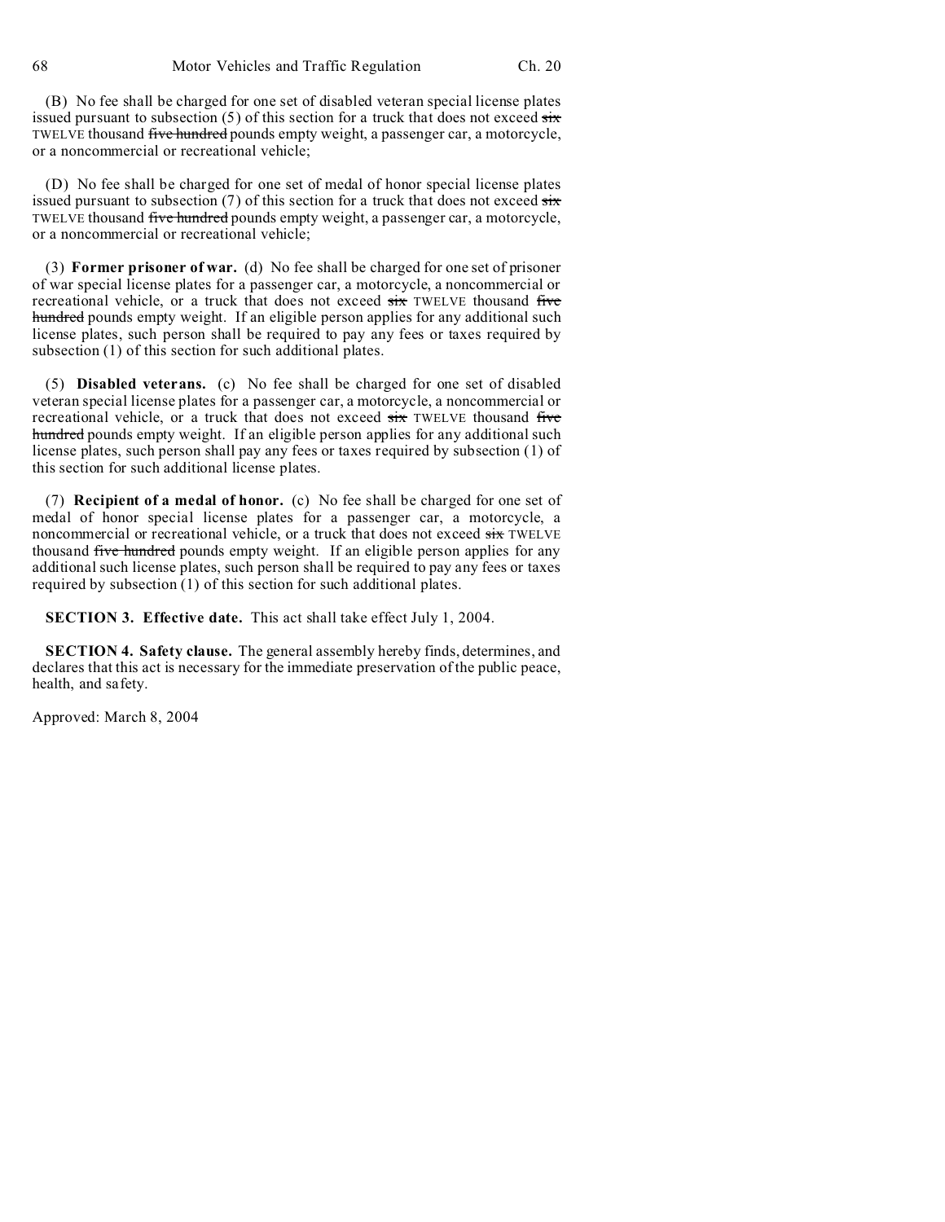(B) No fee shall be charged for one set of disabled veteran special license plates issued pursuant to subsection (5) of this section for a truck that does not exceed ~~six~~ TWELVE thousand ~~five hundred~~ pounds empty weight, a passenger car, a motorcycle, or a noncommercial or recreational vehicle;

(D) No fee shall be charged for one set of medal of honor special license plates issued pursuant to subsection (7) of this section for a truck that does not exceed ~~six~~ TWELVE thousand ~~five hundred~~ pounds empty weight, a passenger car, a motorcycle, or a noncommercial or recreational vehicle;

(3) **Former prisoner of war.** (d) No fee shall be charged for one set of prisoner of war special license plates for a passenger car, a motorcycle, a noncommercial or recreational vehicle, or a truck that does not exceed ~~six~~ TWELVE thousand ~~five hundred~~ pounds empty weight. If an eligible person applies for any additional such license plates, such person shall be required to pay any fees or taxes required by subsection (1) of this section for such additional plates.

(5) **Disabled veterans.** (c) No fee shall be charged for one set of disabled veteran special license plates for a passenger car, a motorcycle, a noncommercial or recreational vehicle, or a truck that does not exceed ~~six~~ TWELVE thousand ~~five hundred~~ pounds empty weight. If an eligible person applies for any additional such license plates, such person shall pay any fees or taxes required by subsection (1) of this section for such additional license plates.

(7) **Recipient of a medal of honor.** (c) No fee shall be charged for one set of medal of honor special license plates for a passenger car, a motorcycle, a noncommercial or recreational vehicle, or a truck that does not exceed ~~six~~ TWELVE thousand ~~five hundred~~ pounds empty weight. If an eligible person applies for any additional such license plates, such person shall be required to pay any fees or taxes required by subsection (1) of this section for such additional plates.

**SECTION 3. Effective date.** This act shall take effect July 1, 2004.

**SECTION 4. Safety clause.** The general assembly hereby finds, determines, and declares that this act is necessary for the immediate preservation of the public peace, health, and safety.

Approved: March 8, 2004